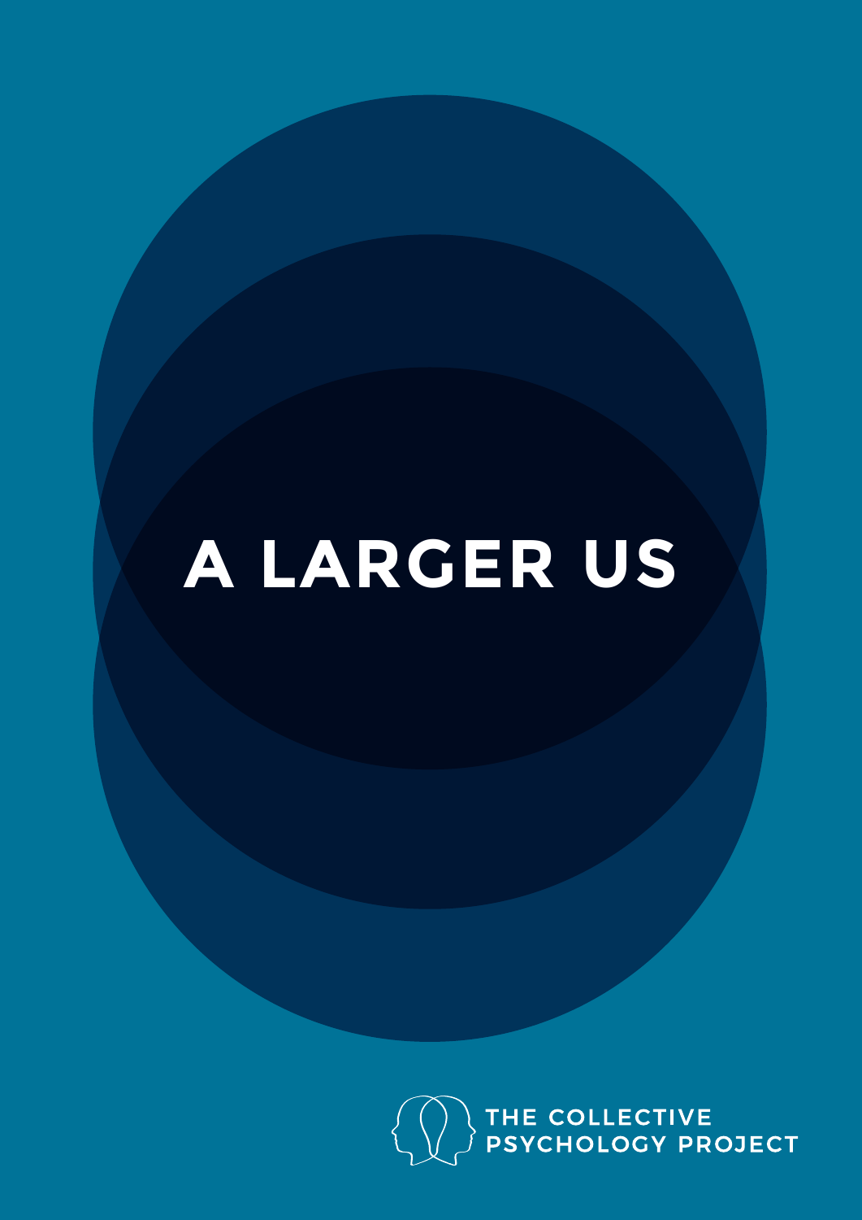# A LARGER US

THE COLLECTIVE PSYCHOLOGY PROJECT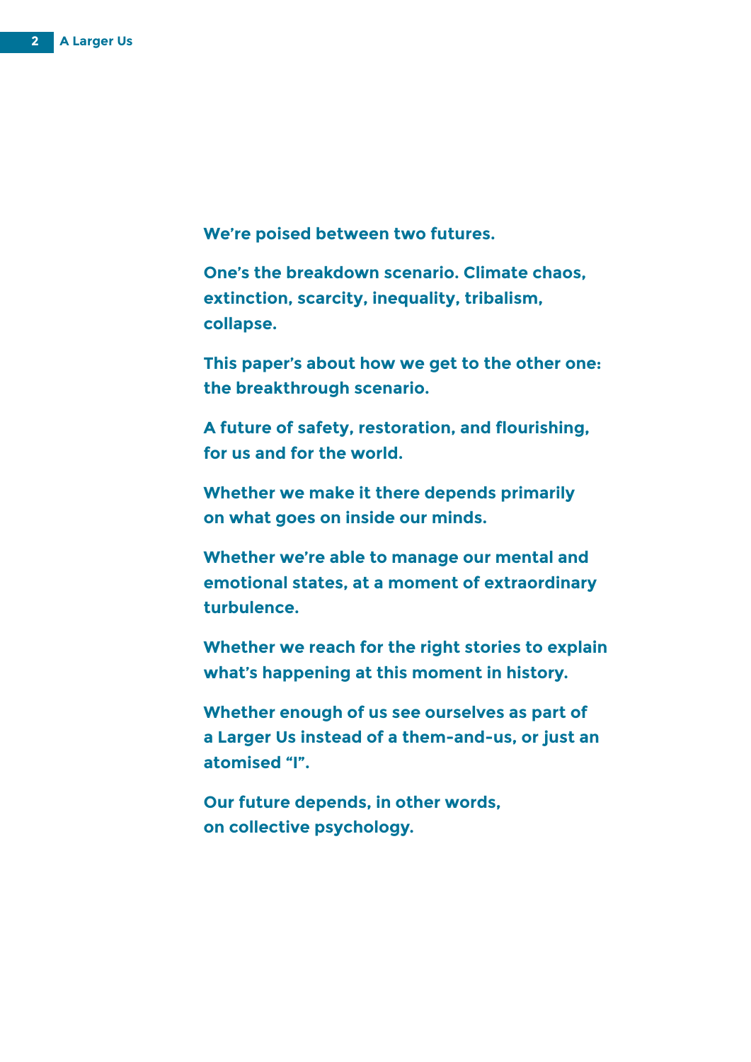**We're poised between two futures.**

**One's the breakdown scenario. Climate chaos, extinction, scarcity, inequality, tribalism, collapse.**

**This paper's about how we get to the other one: the breakthrough scenario.**

**A future of safety, restoration, and flourishing, for us and for the world.**

**Whether we make it there depends primarily on what goes on inside our minds.**

**Whether we're able to manage our mental and emotional states, at a moment of extraordinary turbulence.**

**Whether we reach for the right stories to explain what's happening at this moment in history.**

**Whether enough of us see ourselves as part of a Larger Us instead of a them-and-us, or just an atomised "I".**

**Our future depends, in other words, on collective psychology.**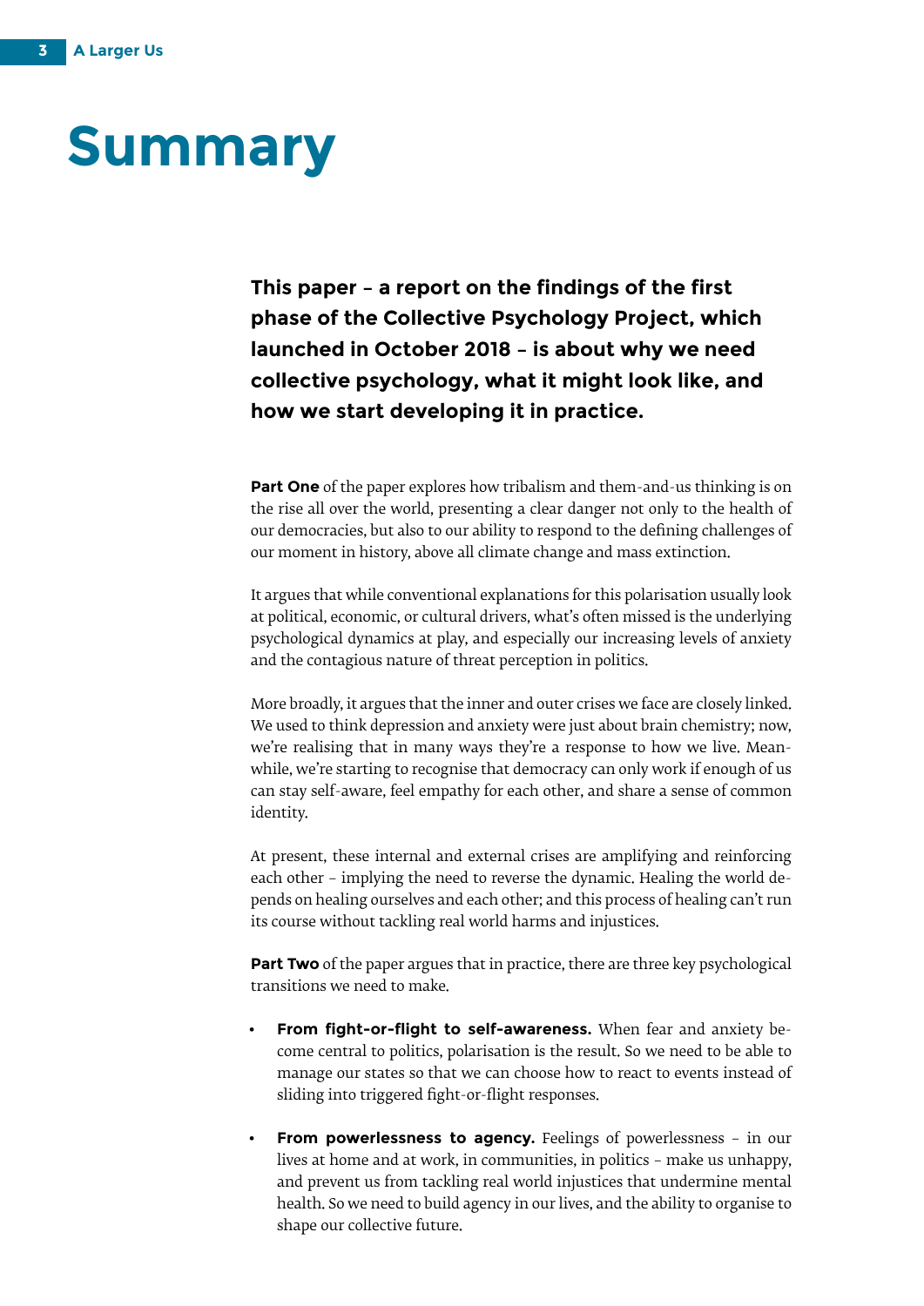# Summary

**This paper – a report on the findings of the first phase of the Collective Psychology Project, which launched in October 2018 – is about why we need collective psychology, what it might look like, and how we start developing it in practice.**

**Part One** of the paper explores how tribalism and them-and-us thinking is on the rise all over the world, presenting a clear danger not only to the health of our democracies, but also to our ability to respond to the defining challenges of our moment in history, above all climate change and mass extinction.

It argues that while conventional explanations for this polarisation usually look at political, economic, or cultural drivers, what's often missed is the underlying psychological dynamics at play, and especially our increasing levels of anxiety and the contagious nature of threat perception in politics.

More broadly, it argues that the inner and outer crises we face are closely linked. We used to think depression and anxiety were just about brain chemistry; now, we're realising that in many ways they're a response to how we live. Meanwhile, we're starting to recognise that democracy can only work if enough of us can stay self-aware, feel empathy for each other, and share a sense of common identity.

At present, these internal and external crises are amplifying and reinforcing each other – implying the need to reverse the dynamic. Healing the world depends on healing ourselves and each other; and this process of healing can't run its course without tackling real world harms and injustices.

**Part Two** of the paper argues that in practice, there are three key psychological transitions we need to make.

- **From fight-or-flight to self-awareness.** When fear and anxiety become central to politics, polarisation is the result. So we need to be able to manage our states so that we can choose how to react to events instead of sliding into triggered fight-or-flight responses.

- **From powerlessness to agency.** Feelings of powerlessness – in our lives at home and at work, in communities, in politics – make us unhappy, and prevent us from tackling real world injustices that undermine mental health. So we need to build agency in our lives, and the ability to organise to shape our collective future.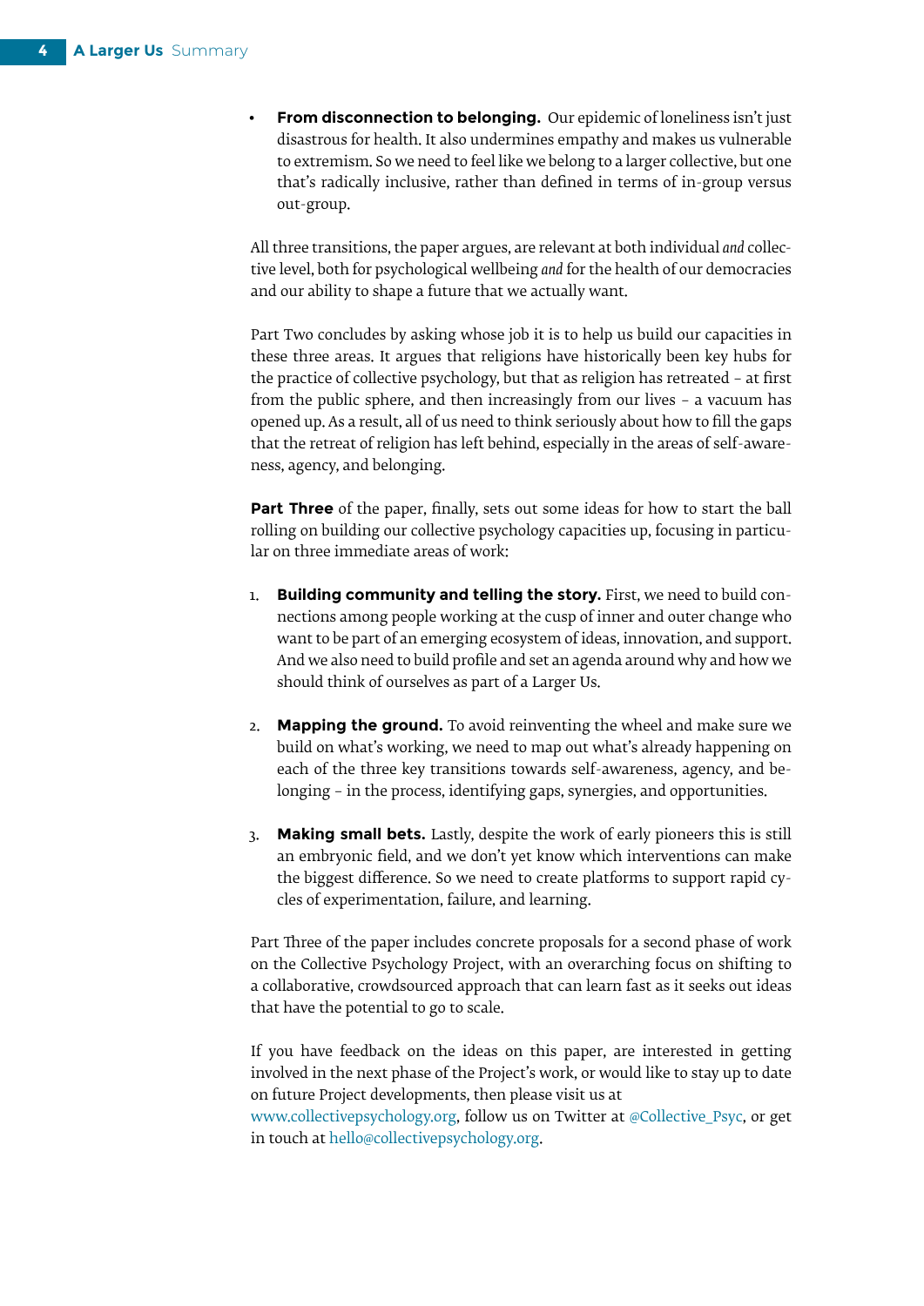- **From disconnection to belonging.** Our epidemic of loneliness isn't just disastrous for health. It also undermines empathy and makes us vulnerable to extremism. So we need to feel like we belong to a larger collective, but one that's radically inclusive, rather than defined in terms of in-group versus out-group.

All three transitions, the paper argues, are relevant at both individual *and* collective level, both for psychological wellbeing *and* for the health of our democracies and our ability to shape a future that we actually want.

Part Two concludes by asking whose job it is to help us build our capacities in these three areas. It argues that religions have historically been key hubs for the practice of collective psychology, but that as religion has retreated – at first from the public sphere, and then increasingly from our lives – a vacuum has opened up. As a result, all of us need to think seriously about how to fill the gaps that the retreat of religion has left behind, especially in the areas of self-awareness, agency, and belonging.

**Part Three** of the paper, finally, sets out some ideas for how to start the ball rolling on building our collective psychology capacities up, focusing in particular on three immediate areas of work:

1. **Building community and telling the story.** First, we need to build connections among people working at the cusp of inner and outer change who want to be part of an emerging ecosystem of ideas, innovation, and support. And we also need to build profile and set an agenda around why and how we should think of ourselves as part of a Larger Us.

2. **Mapping the ground.** To avoid reinventing the wheel and make sure we build on what's working, we need to map out what's already happening on each of the three key transitions towards self-awareness, agency, and belonging – in the process, identifying gaps, synergies, and opportunities.

3. **Making small bets.** Lastly, despite the work of early pioneers this is still an embryonic field, and we don't yet know which interventions can make the biggest difference. So we need to create platforms to support rapid cycles of experimentation, failure, and learning.

Part Three of the paper includes concrete proposals for a second phase of work on the Collective Psychology Project, with an overarching focus on shifting to a collaborative, crowdsourced approach that can learn fast as it seeks out ideas that have the potential to go to scale.

If you have feedback on the ideas on this paper, are interested in getting involved in the next phase of the Project's work, or would like to stay up to date on future Project developments, then please visit us at www.collectivepsychology.org, follow us on Twitter at @Collective_Psyc, or get in touch at hello@collectivepsychology.org.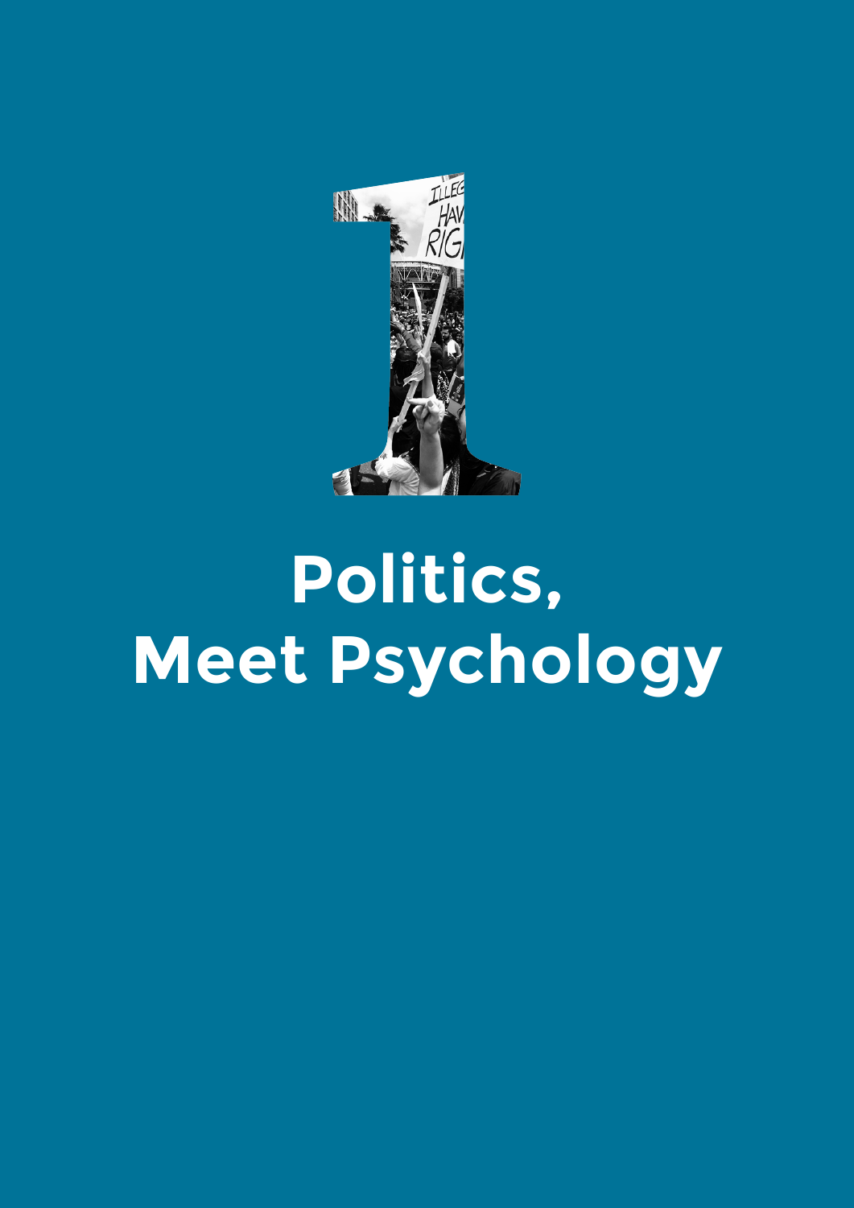# 1

# Politics, Meet Psychology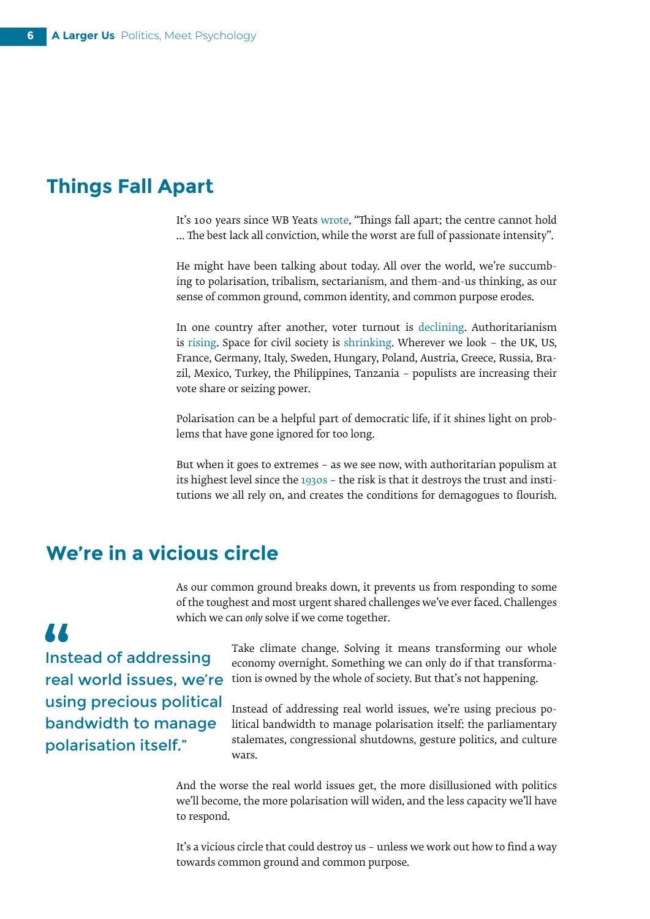## Things Fall Apart

It's 100 years since WB Yeats wrote, "Things fall apart; the centre cannot hold ... The best lack all conviction, while the worst are full of passionate intensity".

He might have been talking about today. All over the world, we're succumbing to polarisation, tribalism, sectarianism, and them-and-us thinking, as our sense of common ground, common identity, and common purpose erodes.

In one country after another, voter turnout is declining. Authoritarianism is rising. Space for civil society is shrinking. Wherever we look – the UK, US, France, Germany, Italy, Sweden, Hungary, Poland, Austria, Greece, Russia, Brazil, Mexico, Turkey, the Philippines, Tanzania – populists are increasing their vote share or seizing power.

Polarisation can be a helpful part of democratic life, if it shines light on problems that have gone ignored for too long.

But when it goes to extremes – as we see now, with authoritarian populism at its highest level since the 1930s – the risk is that it destroys the trust and institutions we all rely on, and creates the conditions for demagogues to flourish.

## We're in a vicious circle

As our common ground breaks down, it prevents us from responding to some of the toughest and most urgent shared challenges we've ever faced. Challenges which we can *only* solve if we come together.

> "Instead of addressing real world issues, we're using precious political bandwidth to manage polarisation itself."

Take climate change. Solving it means transforming our whole economy overnight. Something we can only do if that transformation is owned by the whole of society. But that's not happening.

Instead of addressing real world issues, we're using precious political bandwidth to manage polarisation itself: the parliamentary stalemates, congressional shutdowns, gesture politics, and culture wars.

And the worse the real world issues get, the more disillusioned with politics we'll become, the more polarisation will widen, and the less capacity we'll have to respond.

It's a vicious circle that could destroy us – unless we work out how to find a way towards common ground and common purpose.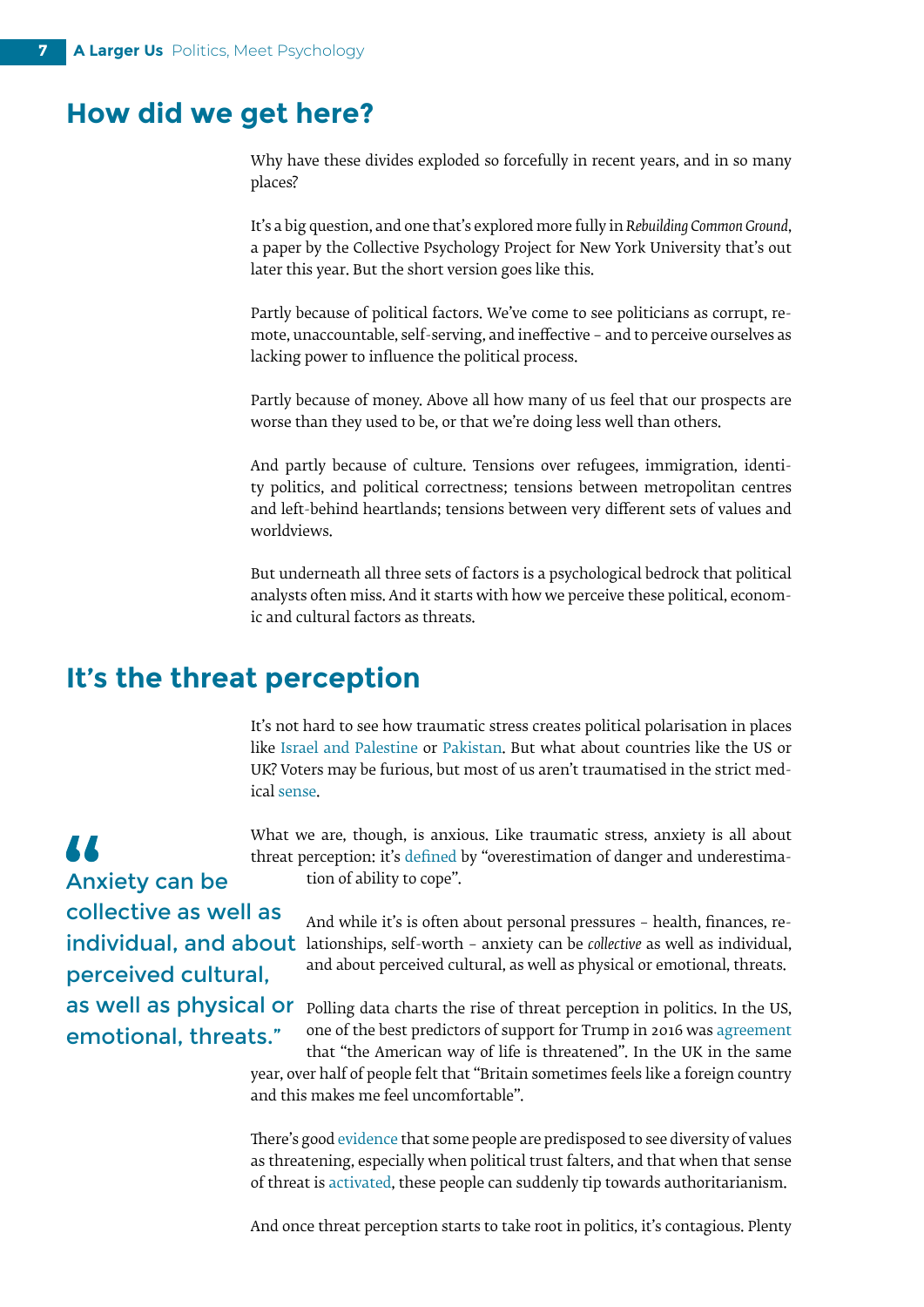## How did we get here?

Why have these divides exploded so forcefully in recent years, and in so many places?

It's a big question, and one that's explored more fully in *Rebuilding Common Ground*, a paper by the Collective Psychology Project for New York University that's out later this year. But the short version goes like this.

Partly because of political factors. We've come to see politicians as corrupt, remote, unaccountable, self-serving, and ineffective – and to perceive ourselves as lacking power to influence the political process.

Partly because of money. Above all how many of us feel that our prospects are worse than they used to be, or that we're doing less well than others.

And partly because of culture. Tensions over refugees, immigration, identity politics, and political correctness; tensions between metropolitan centres and left-behind heartlands; tensions between very different sets of values and worldviews.

But underneath all three sets of factors is a psychological bedrock that political analysts often miss. And it starts with how we perceive these political, economic and cultural factors as threats.

## It's the threat perception

It's not hard to see how traumatic stress creates political polarisation in places like Israel and Palestine or Pakistan. But what about countries like the US or UK? Voters may be furious, but most of us aren't traumatised in the strict medical sense.

What we are, though, is anxious. Like traumatic stress, anxiety is all about threat perception: it's defined by "overestimation of danger and underestimation of ability to cope".

> "Anxiety can be collective as well as individual, and about perceived cultural, as well as physical or emotional, threats."

And while it's is often about personal pressures – health, finances, relationships, self-worth – anxiety can be *collective* as well as individual, and about perceived cultural, as well as physical or emotional, threats.

Polling data charts the rise of threat perception in politics. In the US, one of the best predictors of support for Trump in 2016 was agreement that "the American way of life is threatened". In the UK in the same year, over half of people felt that "Britain sometimes feels like a foreign country and this makes me feel uncomfortable".

There's good evidence that some people are predisposed to see diversity of values as threatening, especially when political trust falters, and that when that sense of threat is activated, these people can suddenly tip towards authoritarianism.

And once threat perception starts to take root in politics, it's contagious. Plenty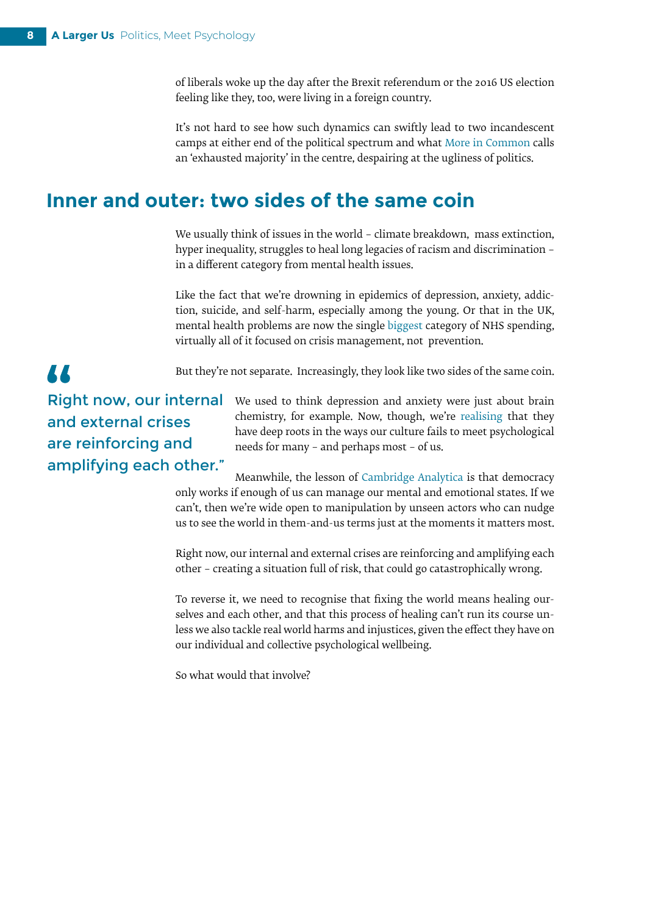of liberals woke up the day after the Brexit referendum or the 2016 US election feeling like they, too, were living in a foreign country.

It's not hard to see how such dynamics can swiftly lead to two incandescent camps at either end of the political spectrum and what More in Common calls an 'exhausted majority' in the centre, despairing at the ugliness of politics.

## Inner and outer: two sides of the same coin

We usually think of issues in the world – climate breakdown, mass extinction, hyper inequality, struggles to heal long legacies of racism and discrimination – in a different category from mental health issues.

Like the fact that we're drowning in epidemics of depression, anxiety, addiction, suicide, and self-harm, especially among the young. Or that in the UK, mental health problems are now the single biggest category of NHS spending, virtually all of it focused on crisis management, not prevention.

But they're not separate. Increasingly, they look like two sides of the same coin.

> "Right now, our internal and external crises are reinforcing and amplifying each other."

We used to think depression and anxiety were just about brain chemistry, for example. Now, though, we're realising that they have deep roots in the ways our culture fails to meet psychological needs for many – and perhaps most – of us.

Meanwhile, the lesson of Cambridge Analytica is that democracy only works if enough of us can manage our mental and emotional states. If we can't, then we're wide open to manipulation by unseen actors who can nudge us to see the world in them-and-us terms just at the moments it matters most.

Right now, our internal and external crises are reinforcing and amplifying each other – creating a situation full of risk, that could go catastrophically wrong.

To reverse it, we need to recognise that fixing the world means healing ourselves and each other, and that this process of healing can't run its course unless we also tackle real world harms and injustices, given the effect they have on our individual and collective psychological wellbeing.

So what would that involve?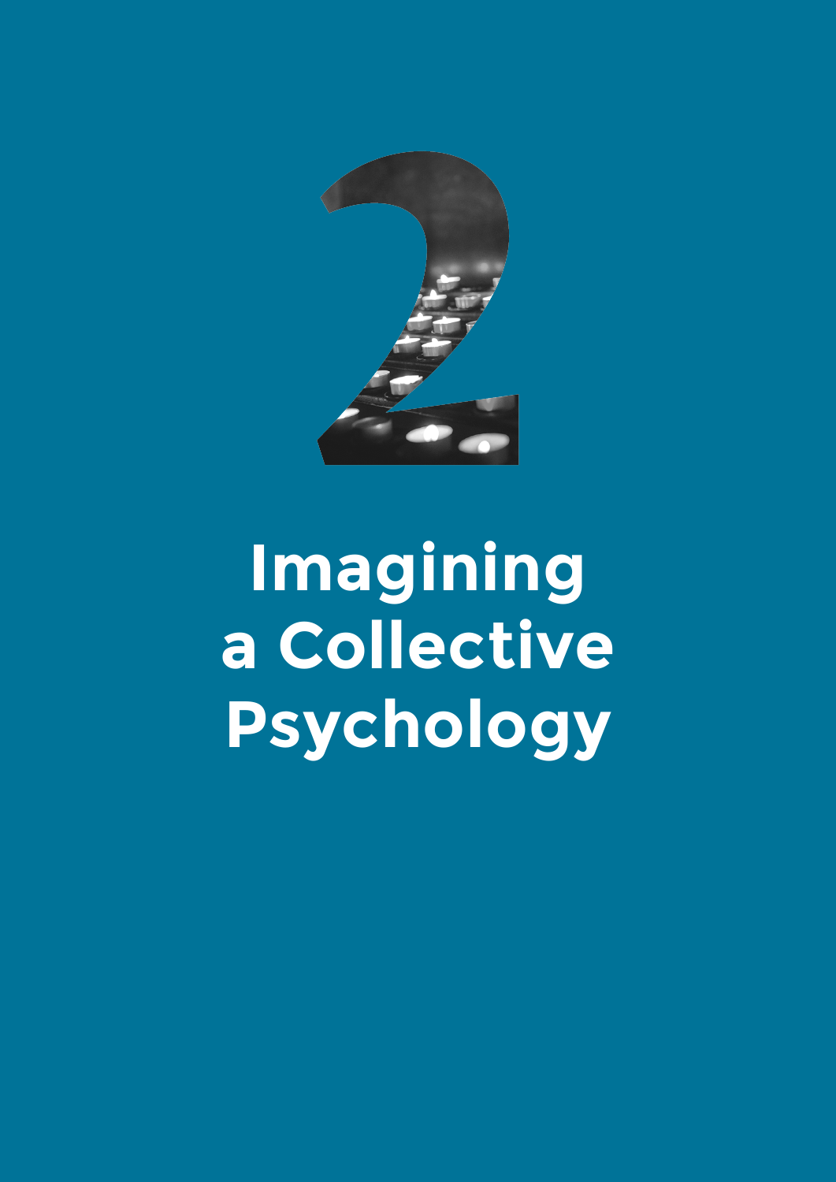# 2

# Imagining a Collective Psychology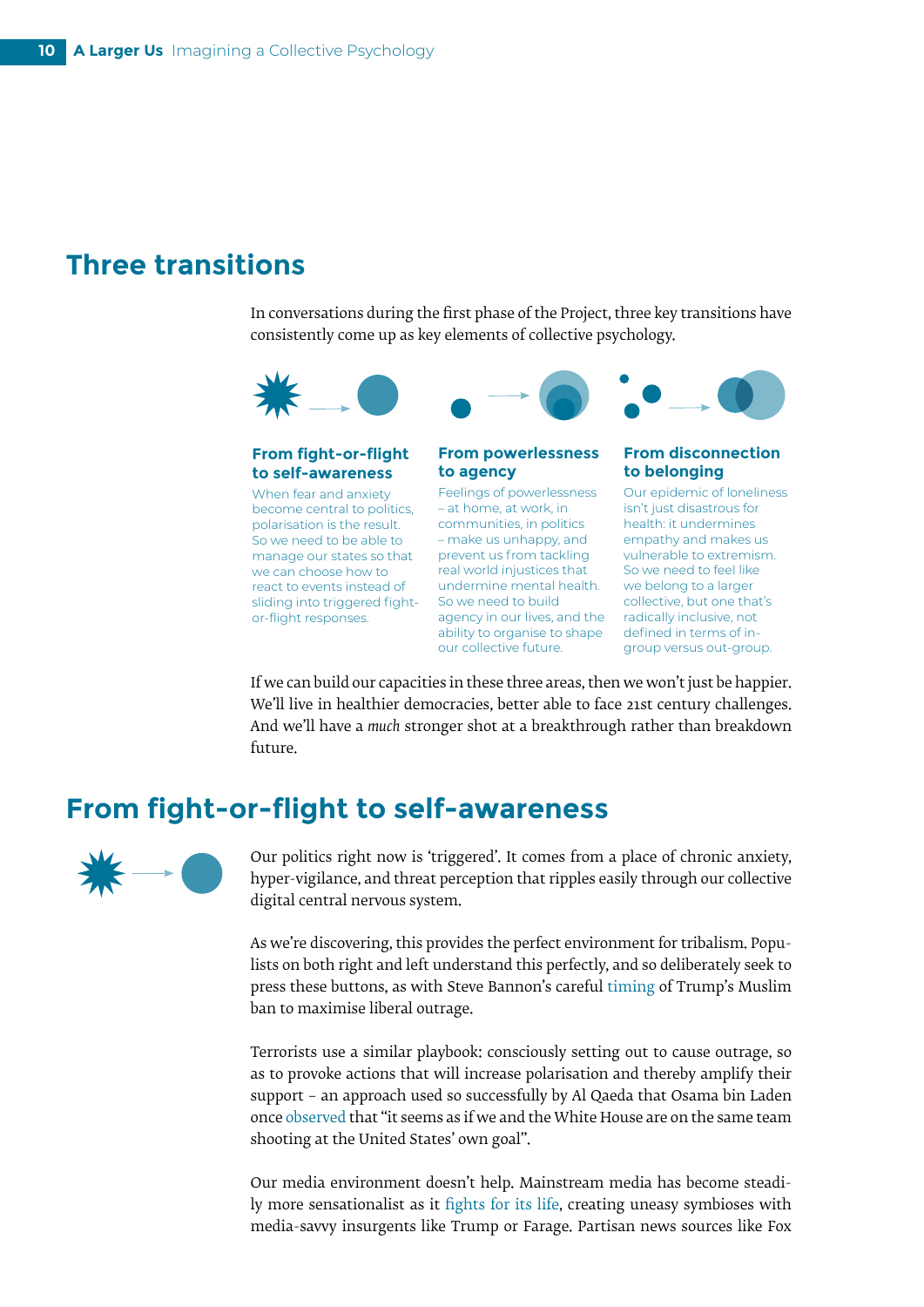## Three transitions

In conversations during the first phase of the Project, three key transitions have consistently come up as key elements of collective psychology.

### From fight-or-flight to self-awareness

When fear and anxiety become central to politics, polarisation is the result. So we need to be able to manage our states so that we can choose how to react to events instead of sliding into triggered fight-or-flight responses.

### From powerlessness to agency

Feelings of powerlessness – at home, at work, in communities, in politics – make us unhappy, and prevent us from tackling real world injustices that undermine mental health. So we need to build agency in our lives, and the ability to organise to shape our collective future.

### From disconnection to belonging

Our epidemic of loneliness isn't just disastrous for health: it undermines empathy and makes us vulnerable to extremism. So we need to feel like we belong to a larger collective, but one that's radically inclusive, not defined in terms of in-group versus out-group.

If we can build our capacities in these three areas, then we won't just be happier. We'll live in healthier democracies, better able to face 21st century challenges. And we'll have a *much* stronger shot at a breakthrough rather than breakdown future.

## From fight-or-flight to self-awareness

Our politics right now is 'triggered'. It comes from a place of chronic anxiety, hyper-vigilance, and threat perception that ripples easily through our collective digital central nervous system.

As we're discovering, this provides the perfect environment for tribalism. Populists on both right and left understand this perfectly, and so deliberately seek to press these buttons, as with Steve Bannon's careful timing of Trump's Muslim ban to maximise liberal outrage.

Terrorists use a similar playbook: consciously setting out to cause outrage, so as to provoke actions that will increase polarisation and thereby amplify their support – an approach used so successfully by Al Qaeda that Osama bin Laden once observed that "it seems as if we and the White House are on the same team shooting at the United States' own goal".

Our media environment doesn't help. Mainstream media has become steadily more sensationalist as it fights for its life, creating uneasy symbioses with media-savvy insurgents like Trump or Farage. Partisan news sources like Fox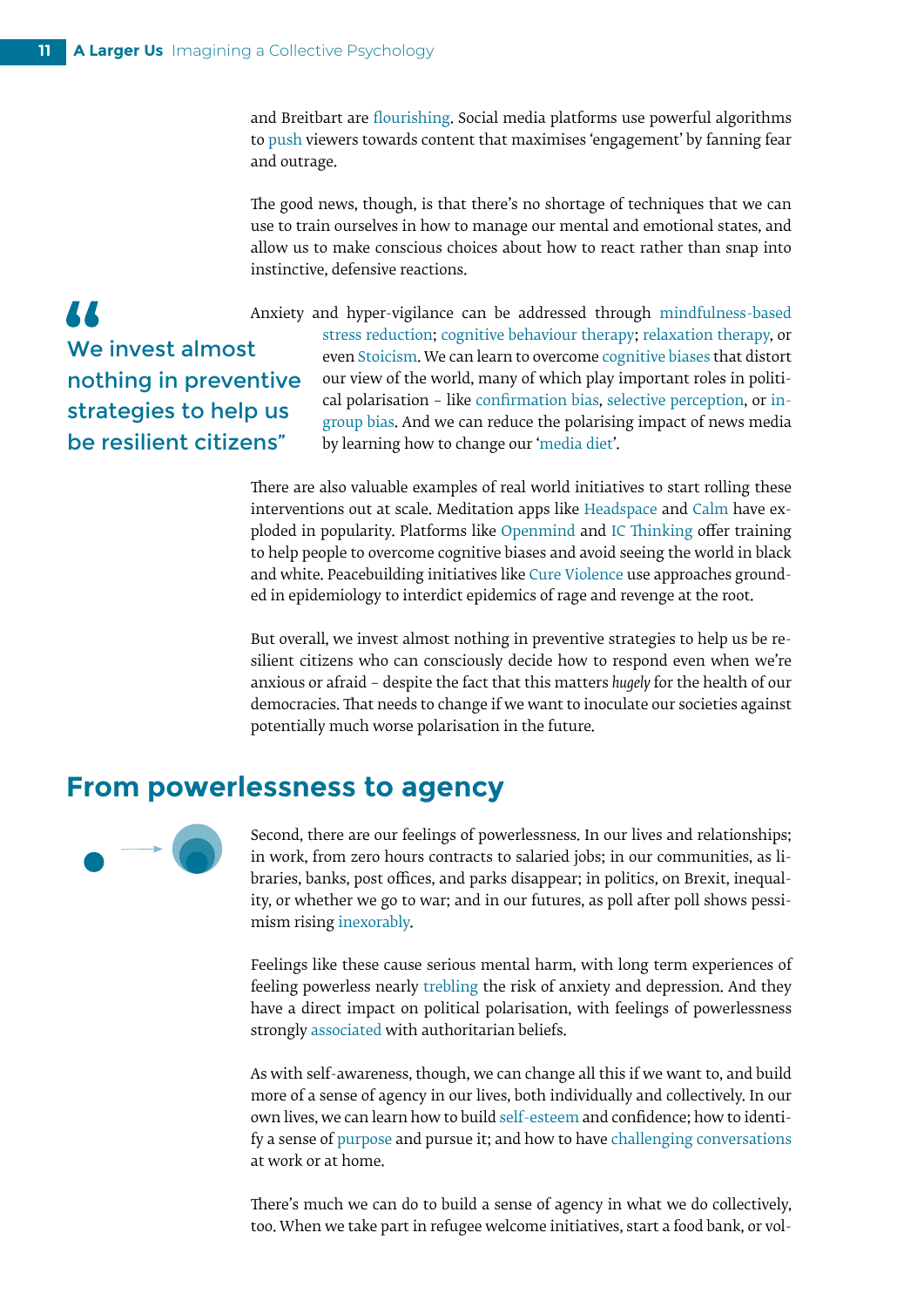and Breitbart are flourishing. Social media platforms use powerful algorithms to push viewers towards content that maximises 'engagement' by fanning fear and outrage.

The good news, though, is that there's no shortage of techniques that we can use to train ourselves in how to manage our mental and emotional states, and allow us to make conscious choices about how to react rather than snap into instinctive, defensive reactions.

> "We invest almost nothing in preventive strategies to help us be resilient citizens"

Anxiety and hyper-vigilance can be addressed through mindfulness-based stress reduction; cognitive behaviour therapy; relaxation therapy, or even Stoicism. We can learn to overcome cognitive biases that distort our view of the world, many of which play important roles in political polarisation – like confirmation bias, selective perception, or in-group bias. And we can reduce the polarising impact of news media by learning how to change our 'media diet'.

There are also valuable examples of real world initiatives to start rolling these interventions out at scale. Meditation apps like Headspace and Calm have exploded in popularity. Platforms like Openmind and IC Thinking offer training to help people to overcome cognitive biases and avoid seeing the world in black and white. Peacebuilding initiatives like Cure Violence use approaches grounded in epidemiology to interdict epidemics of rage and revenge at the root.

But overall, we invest almost nothing in preventive strategies to help us be resilient citizens who can consciously decide how to respond even when we're anxious or afraid – despite the fact that this matters *hugely* for the health of our democracies. That needs to change if we want to inoculate our societies against potentially much worse polarisation in the future.

## From powerlessness to agency

Second, there are our feelings of powerlessness. In our lives and relationships; in work, from zero hours contracts to salaried jobs; in our communities, as libraries, banks, post offices, and parks disappear; in politics, on Brexit, inequality, or whether we go to war; and in our futures, as poll after poll shows pessimism rising inexorably.

Feelings like these cause serious mental harm, with long term experiences of feeling powerless nearly trebling the risk of anxiety and depression. And they have a direct impact on political polarisation, with feelings of powerlessness strongly associated with authoritarian beliefs.

As with self-awareness, though, we can change all this if we want to, and build more of a sense of agency in our lives, both individually and collectively. In our own lives, we can learn how to build self-esteem and confidence; how to identify a sense of purpose and pursue it; and how to have challenging conversations at work or at home.

There's much we can do to build a sense of agency in what we do collectively, too. When we take part in refugee welcome initiatives, start a food bank, or vol-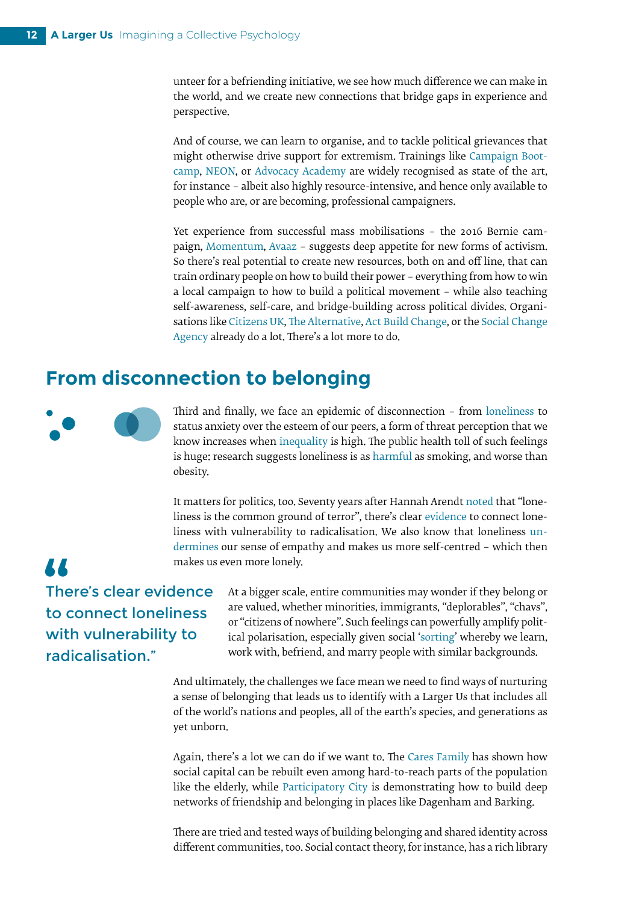unteer for a befriending initiative, we see how much difference we can make in the world, and we create new connections that bridge gaps in experience and perspective.

And of course, we can learn to organise, and to tackle political grievances that might otherwise drive support for extremism. Trainings like Campaign Bootcamp, NEON, or Advocacy Academy are widely recognised as state of the art, for instance – albeit also highly resource-intensive, and hence only available to people who are, or are becoming, professional campaigners.

Yet experience from successful mass mobilisations – the 2016 Bernie campaign, Momentum, Avaaz – suggests deep appetite for new forms of activism. So there's real potential to create new resources, both on and off line, that can train ordinary people on how to build their power – everything from how to win a local campaign to how to build a political movement – while also teaching self-awareness, self-care, and bridge-building across political divides. Organisations like Citizens UK, The Alternative, Act Build Change, or the Social Change Agency already do a lot. There's a lot more to do.

## From disconnection to belonging

Third and finally, we face an epidemic of disconnection – from loneliness to status anxiety over the esteem of our peers, a form of threat perception that we know increases when inequality is high. The public health toll of such feelings is huge: research suggests loneliness is as harmful as smoking, and worse than obesity.

It matters for politics, too. Seventy years after Hannah Arendt noted that "loneliness is the common ground of terror", there's clear evidence to connect loneliness with vulnerability to radicalisation. We also know that loneliness undermines our sense of empathy and makes us more self-centred – which then makes us even more lonely.

> "There's clear evidence to connect loneliness with vulnerability to radicalisation."

At a bigger scale, entire communities may wonder if they belong or are valued, whether minorities, immigrants, "deplorables", "chavs", or "citizens of nowhere". Such feelings can powerfully amplify political polarisation, especially given social 'sorting' whereby we learn, work with, befriend, and marry people with similar backgrounds.

And ultimately, the challenges we face mean we need to find ways of nurturing a sense of belonging that leads us to identify with a Larger Us that includes all of the world's nations and peoples, all of the earth's species, and generations as yet unborn.

Again, there's a lot we can do if we want to. The Cares Family has shown how social capital can be rebuilt even among hard-to-reach parts of the population like the elderly, while Participatory City is demonstrating how to build deep networks of friendship and belonging in places like Dagenham and Barking.

There are tried and tested ways of building belonging and shared identity across different communities, too. Social contact theory, for instance, has a rich library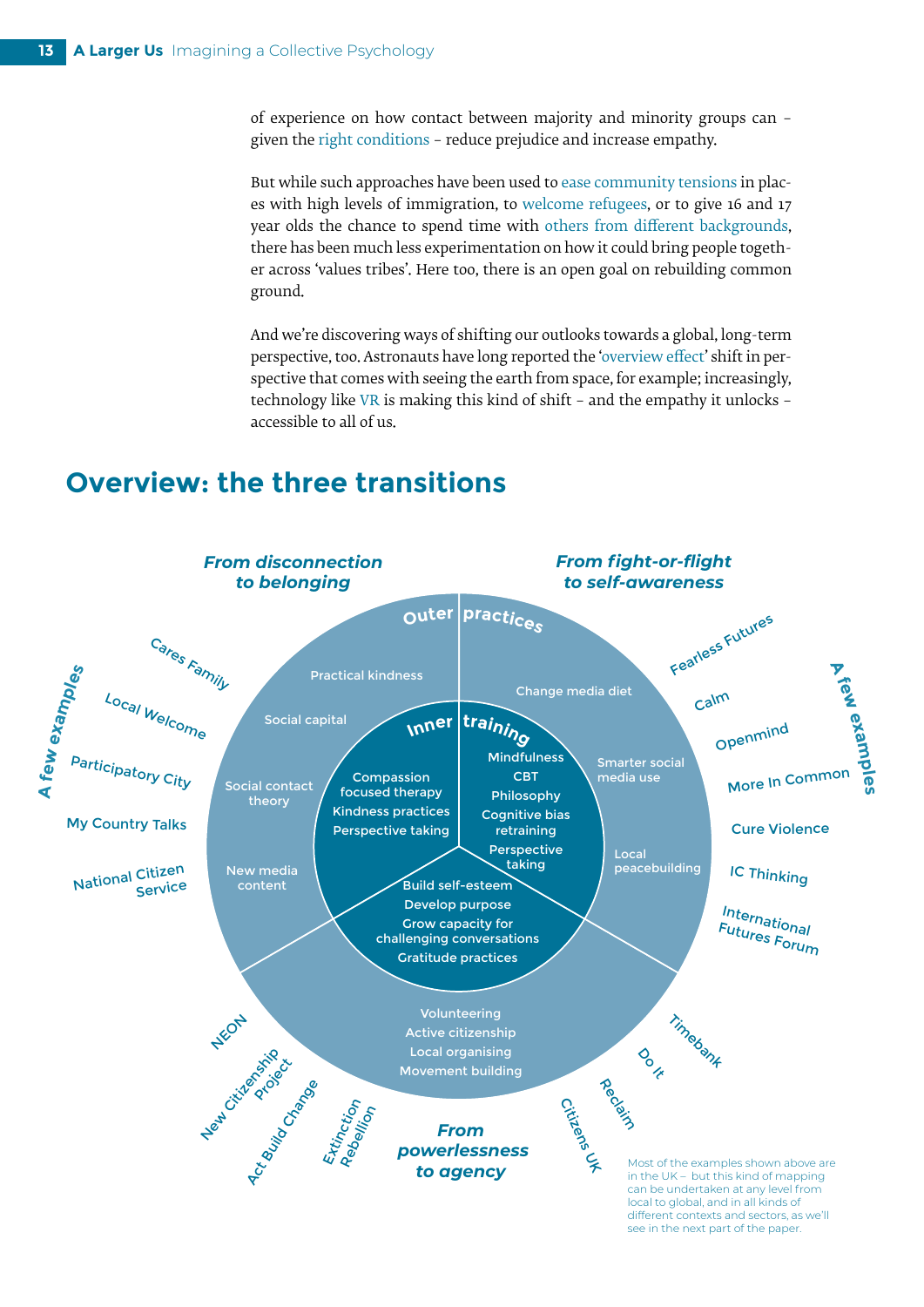of experience on how contact between majority and minority groups can – given the right conditions – reduce prejudice and increase empathy.

But while such approaches have been used to ease community tensions in places with high levels of immigration, to welcome refugees, or to give 16 and 17 year olds the chance to spend time with others from different backgrounds, there has been much less experimentation on how it could bring people together across 'values tribes'. Here too, there is an open goal on rebuilding common ground.

And we're discovering ways of shifting our outlooks towards a global, long-term perspective, too. Astronauts have long reported the 'overview effect' shift in perspective that comes with seeing the earth from space, for example; increasingly, technology like VR is making this kind of shift – and the empathy it unlocks – accessible to all of us.

## Overview: the three transitions

***From disconnection to belonging***

Outer practices: Practical kindness; Social capital; Social contact theory; New media content

Inner training: Compassion focused therapy; Kindness practices; Perspective taking

A few examples: Cares Family; Local Welcome; Participatory City; My Country Talks; National Citizen Service

***From fight-or-flight to self-awareness***

Outer practices: Change media diet; Smarter social media use; Local peacebuilding

Inner training: Mindfulness; CBT; Philosophy; Cognitive bias retraining; Perspective taking

A few examples: Fearless Futures; Calm; Openmind; More In Common; Cure Violence; IC Thinking; International Futures Forum

***From powerlessness to agency***

Outer practices: Volunteering; Active citizenship; Local organising; Movement building

Inner training: Build self-esteem; Develop purpose; Grow capacity for challenging conversations; Gratitude practices

A few examples: NEON; New Citizenship Project; Act Build Change; Extinction Rebellion; Citizens UK; Reclaim; Do It; Timebank

Most of the examples shown above are in the UK – but this kind of mapping can be undertaken at any level from local to global, and in all kinds of different contexts and sectors, as we'll see in the next part of the paper.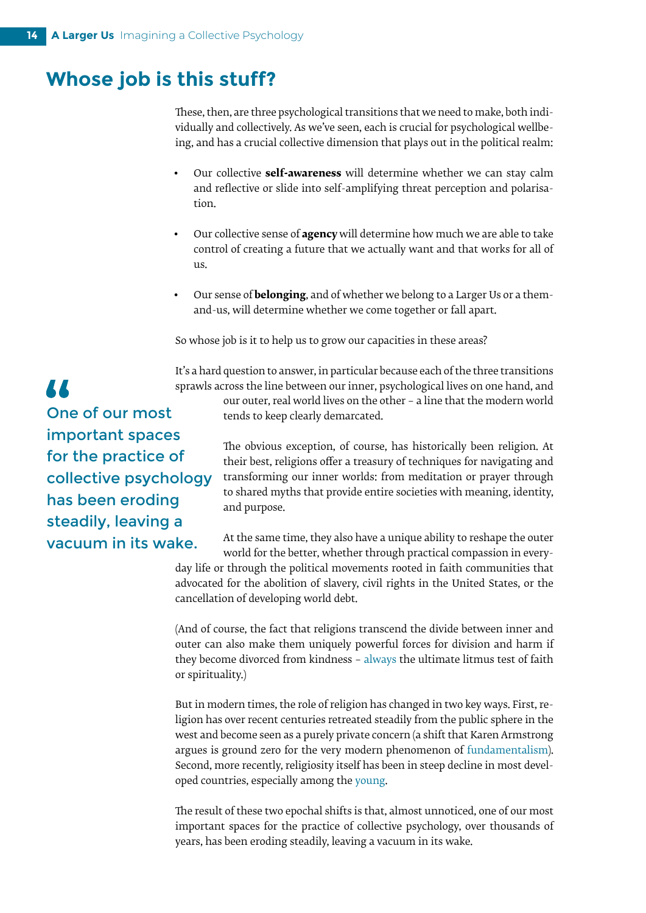## Whose job is this stuff?

These, then, are three psychological transitions that we need to make, both individually and collectively. As we've seen, each is crucial for psychological wellbeing, and has a crucial collective dimension that plays out in the political realm:

- Our collective **self-awareness** will determine whether we can stay calm and reflective or slide into self-amplifying threat perception and polarisation.
- Our collective sense of **agency** will determine how much we are able to take control of creating a future that we actually want and that works for all of us.
- Our sense of **belonging**, and of whether we belong to a Larger Us or a them-and-us, will determine whether we come together or fall apart.

So whose job is it to help us to grow our capacities in these areas?

It's a hard question to answer, in particular because each of the three transitions sprawls across the line between our inner, psychological lives on one hand, and our outer, real world lives on the other – a line that the modern world tends to keep clearly demarcated.

> "One of our most important spaces for the practice of collective psychology has been eroding steadily, leaving a vacuum in its wake.

The obvious exception, of course, has historically been religion. At their best, religions offer a treasury of techniques for navigating and transforming our inner worlds: from meditation or prayer through to shared myths that provide entire societies with meaning, identity, and purpose.

At the same time, they also have a unique ability to reshape the outer world for the better, whether through practical compassion in everyday life or through the political movements rooted in faith communities that advocated for the abolition of slavery, civil rights in the United States, or the cancellation of developing world debt.

(And of course, the fact that religions transcend the divide between inner and outer can also make them uniquely powerful forces for division and harm if they become divorced from kindness – always the ultimate litmus test of faith or spirituality.)

But in modern times, the role of religion has changed in two key ways. First, religion has over recent centuries retreated steadily from the public sphere in the west and become seen as a purely private concern (a shift that Karen Armstrong argues is ground zero for the very modern phenomenon of fundamentalism). Second, more recently, religiosity itself has been in steep decline in most developed countries, especially among the young.

The result of these two epochal shifts is that, almost unnoticed, one of our most important spaces for the practice of collective psychology, over thousands of years, has been eroding steadily, leaving a vacuum in its wake.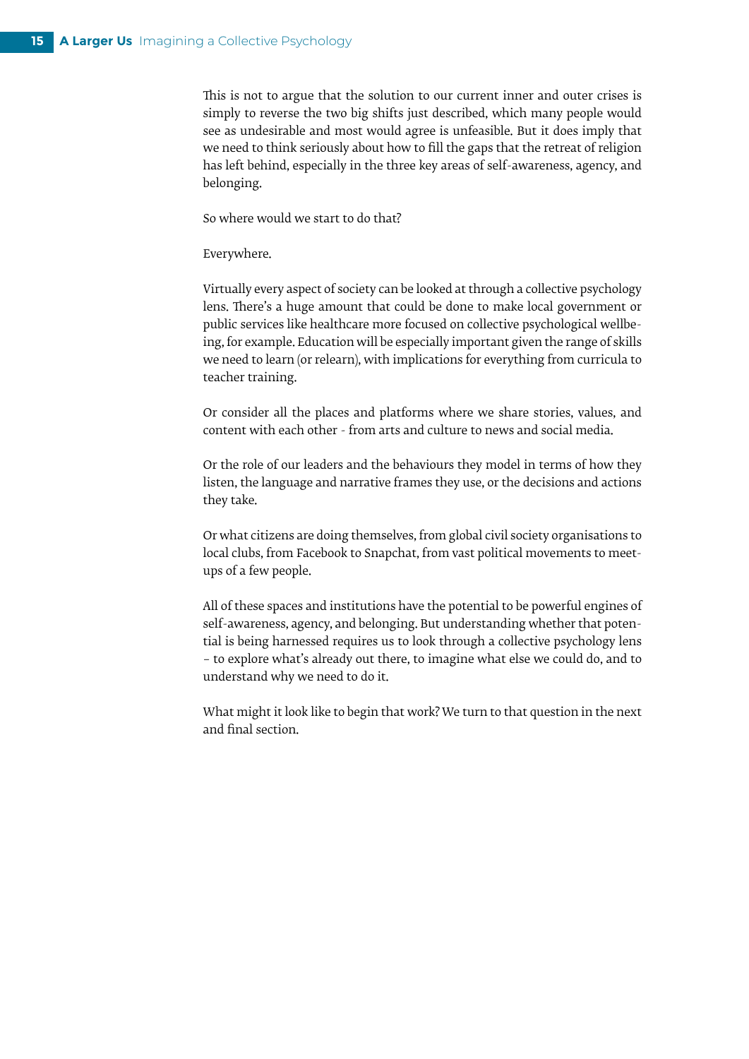This is not to argue that the solution to our current inner and outer crises is simply to reverse the two big shifts just described, which many people would see as undesirable and most would agree is unfeasible. But it does imply that we need to think seriously about how to fill the gaps that the retreat of religion has left behind, especially in the three key areas of self-awareness, agency, and belonging.

So where would we start to do that?

Everywhere.

Virtually every aspect of society can be looked at through a collective psychology lens. There's a huge amount that could be done to make local government or public services like healthcare more focused on collective psychological wellbeing, for example. Education will be especially important given the range of skills we need to learn (or relearn), with implications for everything from curricula to teacher training.

Or consider all the places and platforms where we share stories, values, and content with each other - from arts and culture to news and social media.

Or the role of our leaders and the behaviours they model in terms of how they listen, the language and narrative frames they use, or the decisions and actions they take.

Or what citizens are doing themselves, from global civil society organisations to local clubs, from Facebook to Snapchat, from vast political movements to meetups of a few people.

All of these spaces and institutions have the potential to be powerful engines of self-awareness, agency, and belonging. But understanding whether that potential is being harnessed requires us to look through a collective psychology lens – to explore what's already out there, to imagine what else we could do, and to understand why we need to do it.

What might it look like to begin that work? We turn to that question in the next and final section.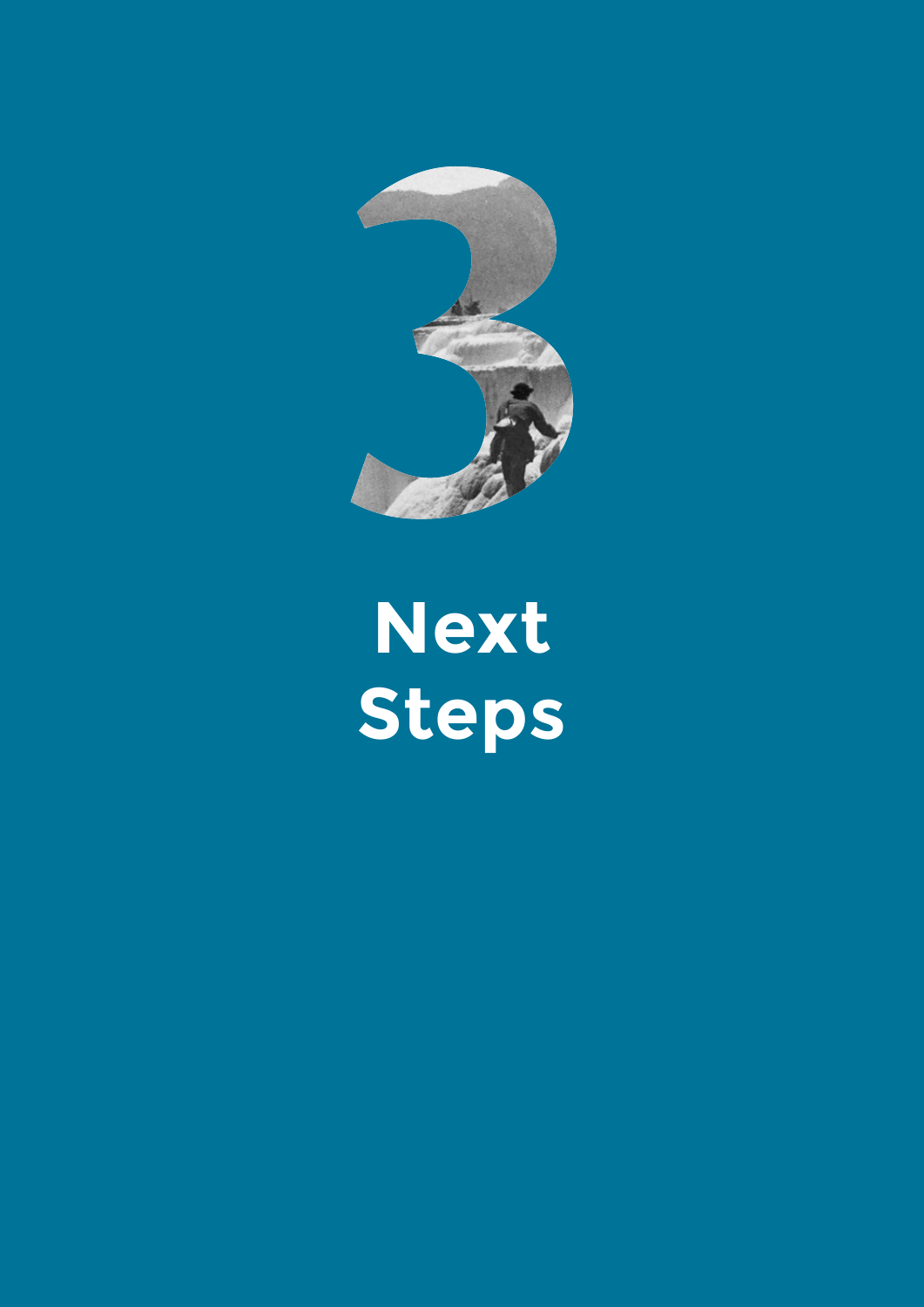# 3

# Next Steps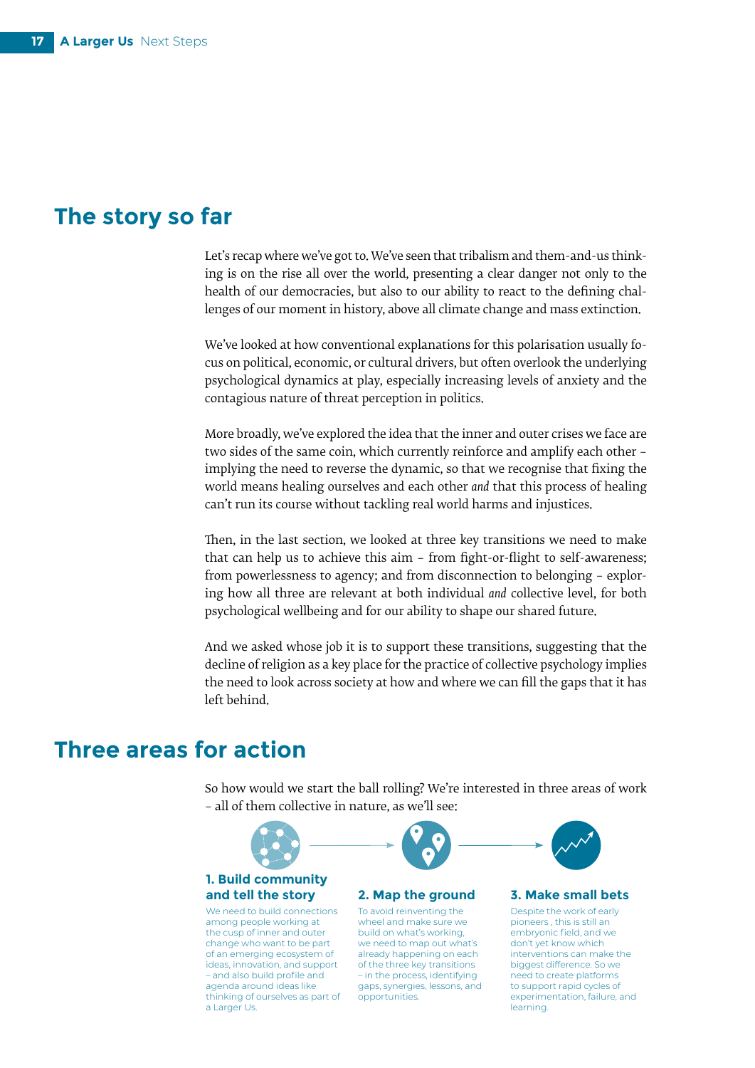## The story so far

Let's recap where we've got to. We've seen that tribalism and them-and-us thinking is on the rise all over the world, presenting a clear danger not only to the health of our democracies, but also to our ability to react to the defining challenges of our moment in history, above all climate change and mass extinction.

We've looked at how conventional explanations for this polarisation usually focus on political, economic, or cultural drivers, but often overlook the underlying psychological dynamics at play, especially increasing levels of anxiety and the contagious nature of threat perception in politics.

More broadly, we've explored the idea that the inner and outer crises we face are two sides of the same coin, which currently reinforce and amplify each other – implying the need to reverse the dynamic, so that we recognise that fixing the world means healing ourselves and each other *and* that this process of healing can't run its course without tackling real world harms and injustices.

Then, in the last section, we looked at three key transitions we need to make that can help us to achieve this aim – from fight-or-flight to self-awareness; from powerlessness to agency; and from disconnection to belonging – exploring how all three are relevant at both individual *and* collective level, for both psychological wellbeing and for our ability to shape our shared future.

And we asked whose job it is to support these transitions, suggesting that the decline of religion as a key place for the practice of collective psychology implies the need to look across society at how and where we can fill the gaps that it has left behind.

## Three areas for action

So how would we start the ball rolling? We're interested in three areas of work – all of them collective in nature, as we'll see:

### 1. Build community and tell the story

We need to build connections among people working at the cusp of inner and outer change who want to be part of an emerging ecosystem of ideas, innovation, and support – and also build profile and agenda around ideas like thinking of ourselves as part of a Larger Us.

### 2. Map the ground

To avoid reinventing the wheel and make sure we build on what's working, we need to map out what's already happening on each of the three key transitions – in the process, identifying gaps, synergies, lessons, and opportunities.

### 3. Make small bets

Despite the work of early pioneers , this is still an embryonic field, and we don't yet know which interventions can make the biggest difference. So we need to create platforms to support rapid cycles of experimentation, failure, and learning.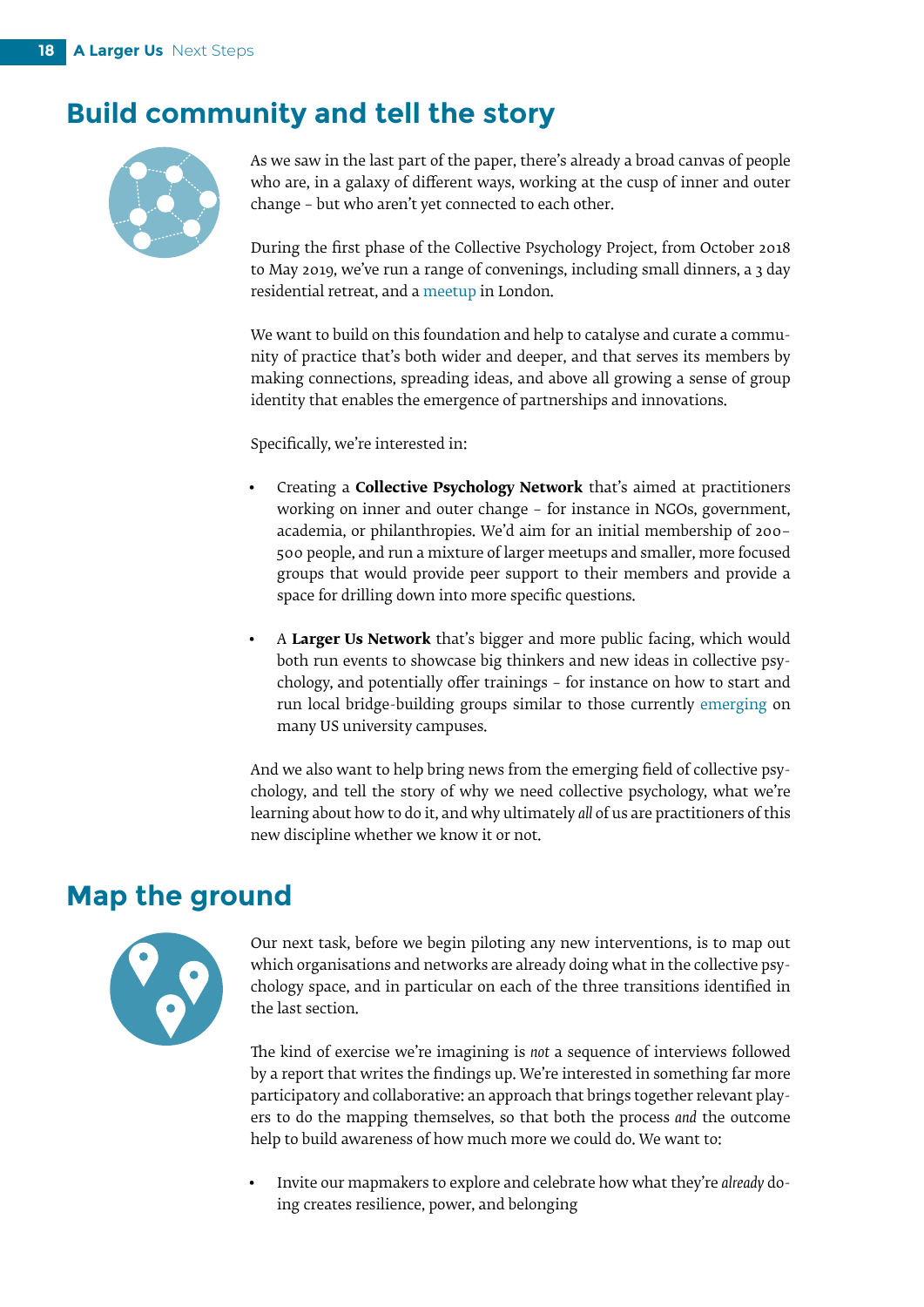## Build community and tell the story

As we saw in the last part of the paper, there's already a broad canvas of people who are, in a galaxy of different ways, working at the cusp of inner and outer change – but who aren't yet connected to each other.

During the first phase of the Collective Psychology Project, from October 2018 to May 2019, we've run a range of convenings, including small dinners, a 3 day residential retreat, and a meetup in London.

We want to build on this foundation and help to catalyse and curate a community of practice that's both wider and deeper, and that serves its members by making connections, spreading ideas, and above all growing a sense of group identity that enables the emergence of partnerships and innovations.

Specifically, we're interested in:

- Creating a **Collective Psychology Network** that's aimed at practitioners working on inner and outer change – for instance in NGOs, government, academia, or philanthropies. We'd aim for an initial membership of 200–500 people, and run a mixture of larger meetups and smaller, more focused groups that would provide peer support to their members and provide a space for drilling down into more specific questions.

- A **Larger Us Network** that's bigger and more public facing, which would both run events to showcase big thinkers and new ideas in collective psychology, and potentially offer trainings – for instance on how to start and run local bridge-building groups similar to those currently emerging on many US university campuses.

And we also want to help bring news from the emerging field of collective psychology, and tell the story of why we need collective psychology, what we're learning about how to do it, and why ultimately *all* of us are practitioners of this new discipline whether we know it or not.

## Map the ground

Our next task, before we begin piloting any new interventions, is to map out which organisations and networks are already doing what in the collective psychology space, and in particular on each of the three transitions identified in the last section.

The kind of exercise we're imagining is *not* a sequence of interviews followed by a report that writes the findings up. We're interested in something far more participatory and collaborative: an approach that brings together relevant players to do the mapping themselves, so that both the process *and* the outcome help to build awareness of how much more we could do. We want to:

- Invite our mapmakers to explore and celebrate how what they're *already* doing creates resilience, power, and belonging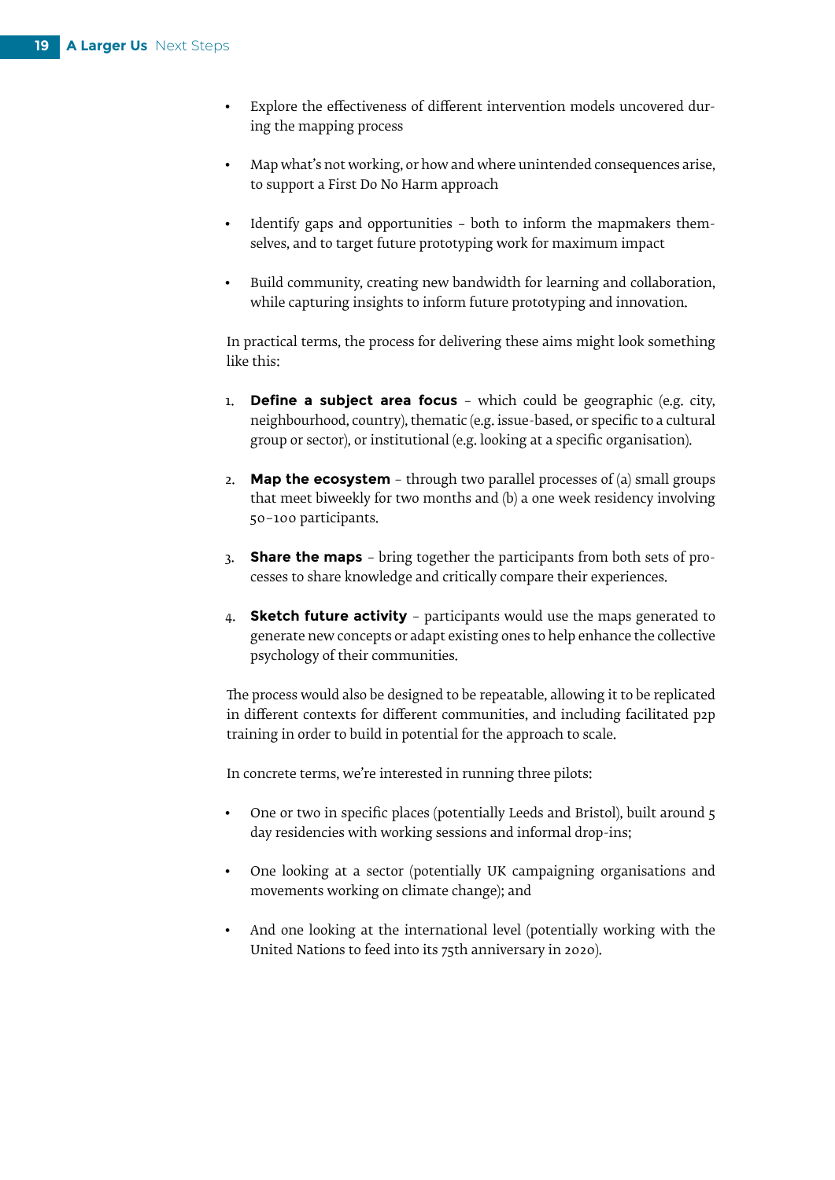- Explore the effectiveness of different intervention models uncovered during the mapping process
- Map what's not working, or how and where unintended consequences arise, to support a First Do No Harm approach
- Identify gaps and opportunities – both to inform the mapmakers themselves, and to target future prototyping work for maximum impact
- Build community, creating new bandwidth for learning and collaboration, while capturing insights to inform future prototyping and innovation.

In practical terms, the process for delivering these aims might look something like this:

1. **Define a subject area focus** – which could be geographic (e.g. city, neighbourhood, country), thematic (e.g. issue-based, or specific to a cultural group or sector), or institutional (e.g. looking at a specific organisation).
2. **Map the ecosystem** – through two parallel processes of (a) small groups that meet biweekly for two months and (b) a one week residency involving 50–100 participants.
3. **Share the maps** – bring together the participants from both sets of processes to share knowledge and critically compare their experiences.
4. **Sketch future activity** – participants would use the maps generated to generate new concepts or adapt existing ones to help enhance the collective psychology of their communities.

The process would also be designed to be repeatable, allowing it to be replicated in different contexts for different communities, and including facilitated p2p training in order to build in potential for the approach to scale.

In concrete terms, we're interested in running three pilots:

- One or two in specific places (potentially Leeds and Bristol), built around 5 day residencies with working sessions and informal drop-ins;
- One looking at a sector (potentially UK campaigning organisations and movements working on climate change); and
- And one looking at the international level (potentially working with the United Nations to feed into its 75th anniversary in 2020).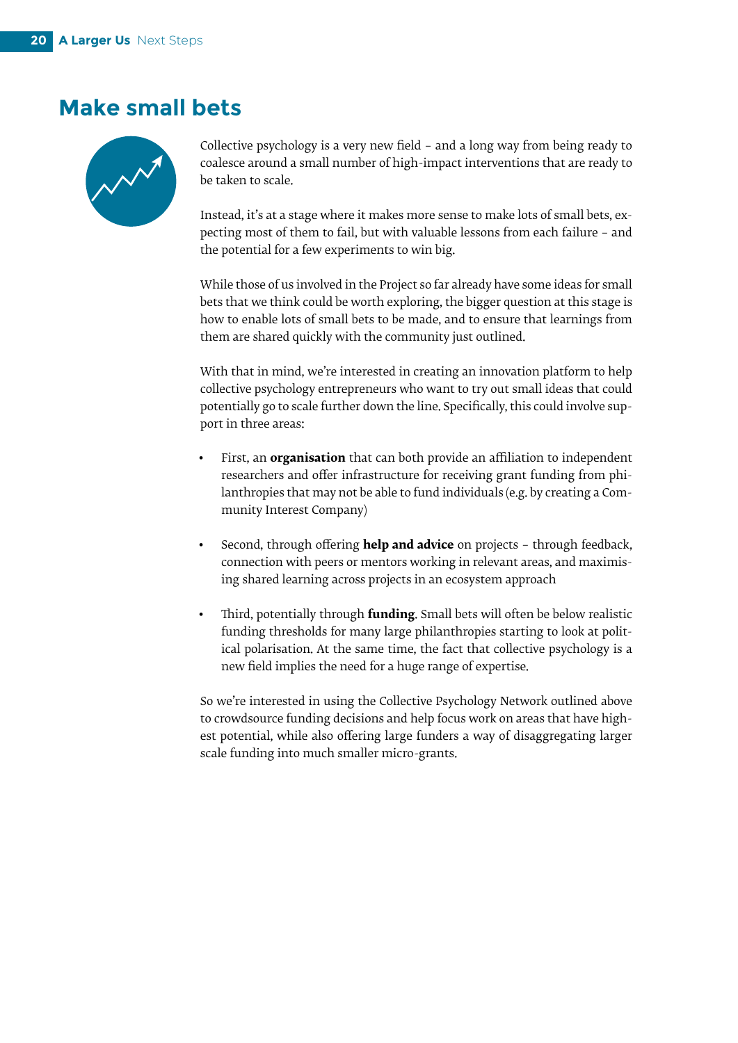# Make small bets

Collective psychology is a very new field – and a long way from being ready to coalesce around a small number of high-impact interventions that are ready to be taken to scale.

Instead, it's at a stage where it makes more sense to make lots of small bets, expecting most of them to fail, but with valuable lessons from each failure – and the potential for a few experiments to win big.

While those of us involved in the Project so far already have some ideas for small bets that we think could be worth exploring, the bigger question at this stage is how to enable lots of small bets to be made, and to ensure that learnings from them are shared quickly with the community just outlined.

With that in mind, we're interested in creating an innovation platform to help collective psychology entrepreneurs who want to try out small ideas that could potentially go to scale further down the line. Specifically, this could involve support in three areas:

- First, an **organisation** that can both provide an affiliation to independent researchers and offer infrastructure for receiving grant funding from philanthropies that may not be able to fund individuals (e.g. by creating a Community Interest Company)
- Second, through offering **help and advice** on projects – through feedback, connection with peers or mentors working in relevant areas, and maximising shared learning across projects in an ecosystem approach
- Third, potentially through **funding**. Small bets will often be below realistic funding thresholds for many large philanthropies starting to look at political polarisation. At the same time, the fact that collective psychology is a new field implies the need for a huge range of expertise.

So we're interested in using the Collective Psychology Network outlined above to crowdsource funding decisions and help focus work on areas that have highest potential, while also offering large funders a way of disaggregating larger scale funding into much smaller micro-grants.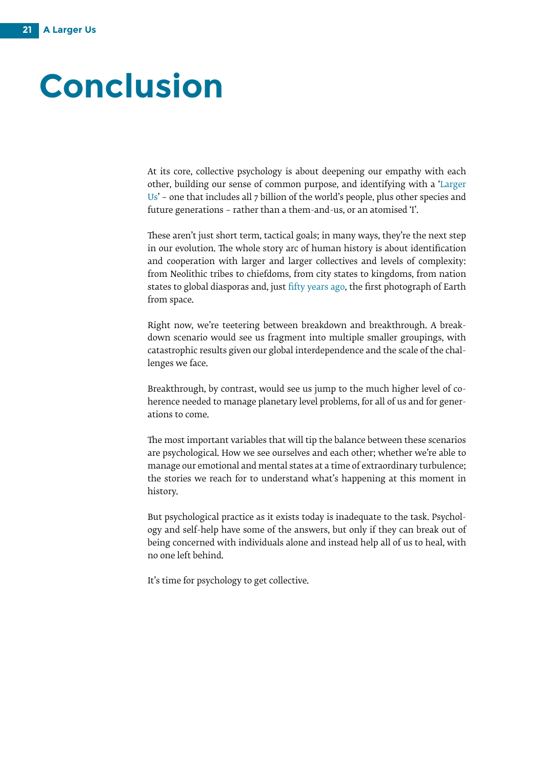# Conclusion

At its core, collective psychology is about deepening our empathy with each other, building our sense of common purpose, and identifying with a 'Larger Us' – one that includes all 7 billion of the world's people, plus other species and future generations – rather than a them-and-us, or an atomised 'I'.

These aren't just short term, tactical goals; in many ways, they're the next step in our evolution. The whole story arc of human history is about identification and cooperation with larger and larger collectives and levels of complexity: from Neolithic tribes to chiefdoms, from city states to kingdoms, from nation states to global diasporas and, just fifty years ago, the first photograph of Earth from space.

Right now, we're teetering between breakdown and breakthrough. A breakdown scenario would see us fragment into multiple smaller groupings, with catastrophic results given our global interdependence and the scale of the challenges we face.

Breakthrough, by contrast, would see us jump to the much higher level of coherence needed to manage planetary level problems, for all of us and for generations to come.

The most important variables that will tip the balance between these scenarios are psychological. How we see ourselves and each other; whether we're able to manage our emotional and mental states at a time of extraordinary turbulence; the stories we reach for to understand what's happening at this moment in history.

But psychological practice as it exists today is inadequate to the task. Psychology and self-help have some of the answers, but only if they can break out of being concerned with individuals alone and instead help all of us to heal, with no one left behind.

It's time for psychology to get collective.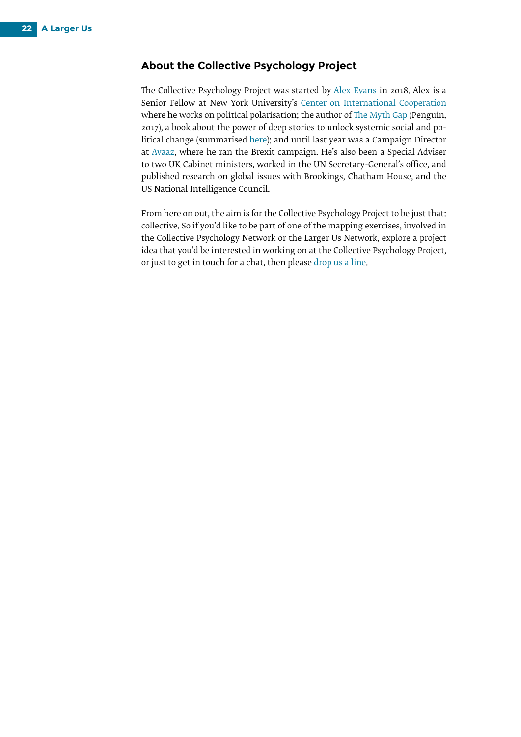## About the Collective Psychology Project

The Collective Psychology Project was started by Alex Evans in 2018. Alex is a Senior Fellow at New York University's Center on International Cooperation where he works on political polarisation; the author of The Myth Gap (Penguin, 2017), a book about the power of deep stories to unlock systemic social and political change (summarised here); and until last year was a Campaign Director at Avaaz, where he ran the Brexit campaign. He's also been a Special Adviser to two UK Cabinet ministers, worked in the UN Secretary-General's office, and published research on global issues with Brookings, Chatham House, and the US National Intelligence Council.

From here on out, the aim is for the Collective Psychology Project to be just that: collective. So if you'd like to be part of one of the mapping exercises, involved in the Collective Psychology Network or the Larger Us Network, explore a project idea that you'd be interested in working on at the Collective Psychology Project, or just to get in touch for a chat, then please drop us a line.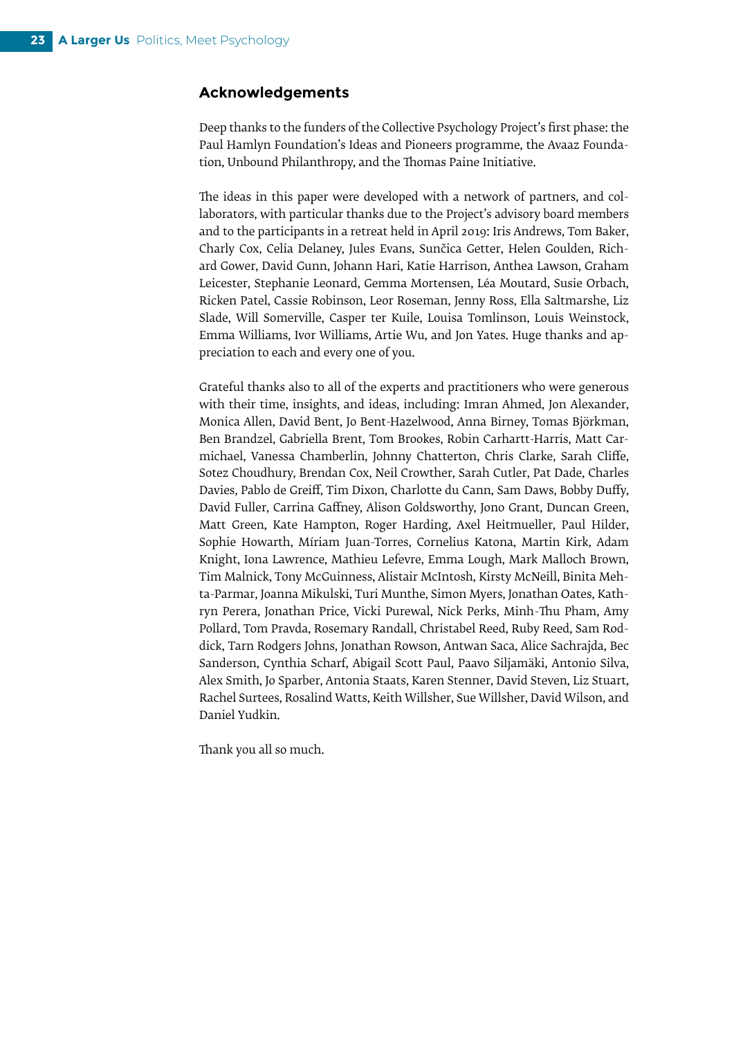## Acknowledgements

Deep thanks to the funders of the Collective Psychology Project's first phase: the Paul Hamlyn Foundation's Ideas and Pioneers programme, the Avaaz Foundation, Unbound Philanthropy, and the Thomas Paine Initiative.

The ideas in this paper were developed with a network of partners, and collaborators, with particular thanks due to the Project's advisory board members and to the participants in a retreat held in April 2019: Iris Andrews, Tom Baker, Charly Cox, Celia Delaney, Jules Evans, Sunčica Getter, Helen Goulden, Richard Gower, David Gunn, Johann Hari, Katie Harrison, Anthea Lawson, Graham Leicester, Stephanie Leonard, Gemma Mortensen, Léa Moutard, Susie Orbach, Ricken Patel, Cassie Robinson, Leor Roseman, Jenny Ross, Ella Saltmarshe, Liz Slade, Will Somerville, Casper ter Kuile, Louisa Tomlinson, Louis Weinstock, Emma Williams, Ivor Williams, Artie Wu, and Jon Yates. Huge thanks and appreciation to each and every one of you.

Grateful thanks also to all of the experts and practitioners who were generous with their time, insights, and ideas, including: Imran Ahmed, Jon Alexander, Monica Allen, David Bent, Jo Bent-Hazelwood, Anna Birney, Tomas Björkman, Ben Brandzel, Gabriella Brent, Tom Brookes, Robin Carhartt-Harris, Matt Carmichael, Vanessa Chamberlin, Johnny Chatterton, Chris Clarke, Sarah Cliffe, Sotez Choudhury, Brendan Cox, Neil Crowther, Sarah Cutler, Pat Dade, Charles Davies, Pablo de Greiff, Tim Dixon, Charlotte du Cann, Sam Daws, Bobby Duffy, David Fuller, Carrina Gaffney, Alison Goldsworthy, Jono Grant, Duncan Green, Matt Green, Kate Hampton, Roger Harding, Axel Heitmueller, Paul Hilder, Sophie Howarth, Míriam Juan-Torres, Cornelius Katona, Martin Kirk, Adam Knight, Iona Lawrence, Mathieu Lefevre, Emma Lough, Mark Malloch Brown, Tim Malnick, Tony McGuinness, Alistair McIntosh, Kirsty McNeill, Binita Mehta-Parmar, Joanna Mikulski, Turi Munthe, Simon Myers, Jonathan Oates, Kathryn Perera, Jonathan Price, Vicki Purewal, Nick Perks, Minh-Thu Pham, Amy Pollard, Tom Pravda, Rosemary Randall, Christabel Reed, Ruby Reed, Sam Roddick, Tarn Rodgers Johns, Jonathan Rowson, Antwan Saca, Alice Sachrajda, Bec Sanderson, Cynthia Scharf, Abigail Scott Paul, Paavo Siljamäki, Antonio Silva, Alex Smith, Jo Sparber, Antonia Staats, Karen Stenner, David Steven, Liz Stuart, Rachel Surtees, Rosalind Watts, Keith Willsher, Sue Willsher, David Wilson, and Daniel Yudkin.

Thank you all so much.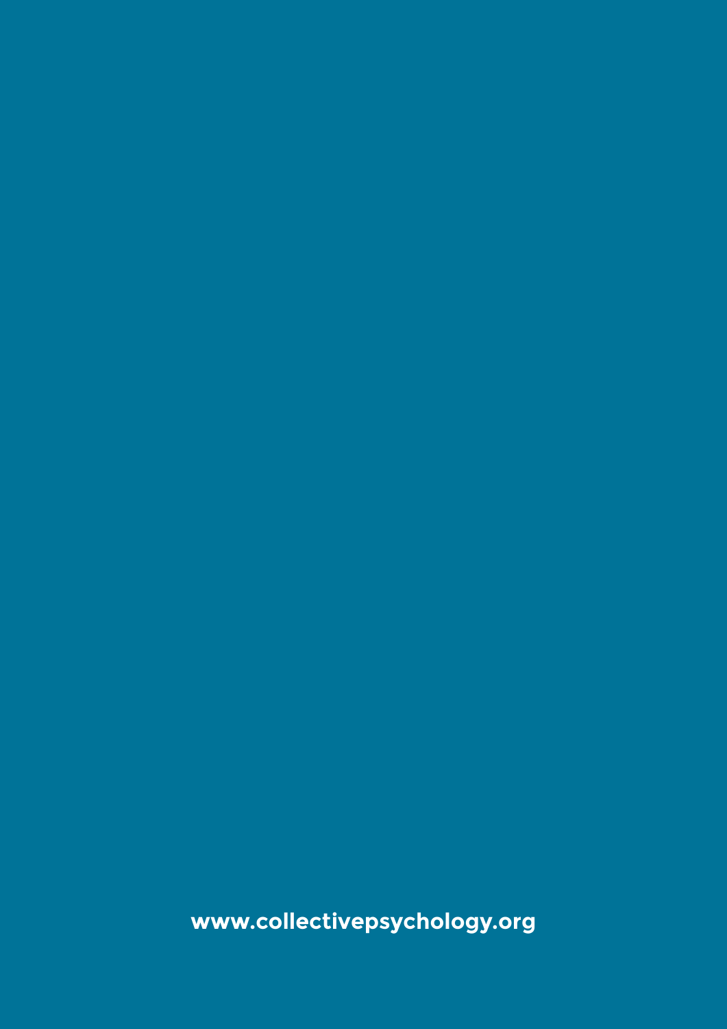**www.collectivepsychology.org**